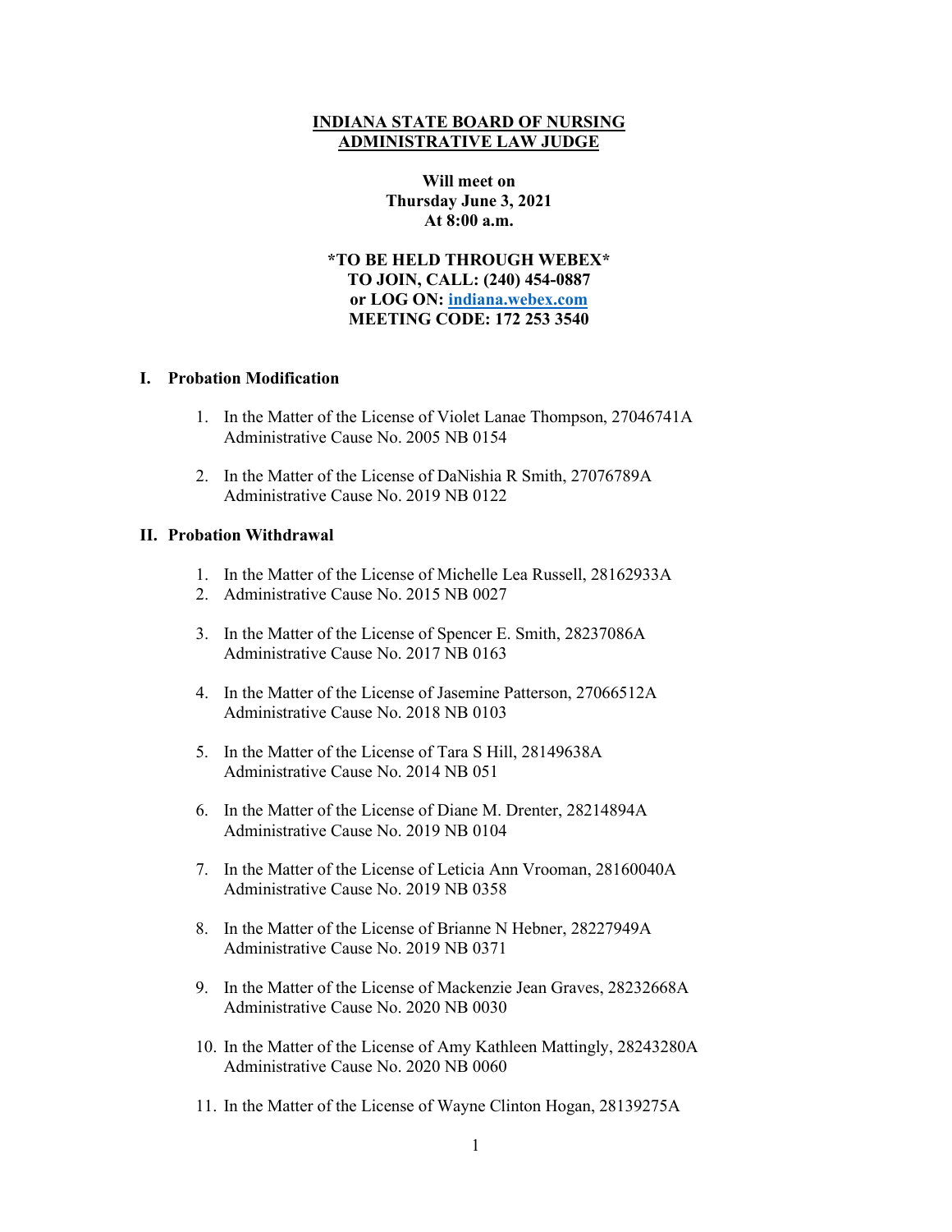**INDIANA STATE BOARD OF NURSING**
**ADMINISTRATIVE LAW JUDGE**

**Will meet on**
**Thursday June 3, 2021**
**At 8:00 a.m.**

**\*TO BE HELD THROUGH WEBEX\***
**TO JOIN, CALL: (240) 454-0887**
**or LOG ON: indiana.webex.com**
**MEETING CODE: 172 253 3540**

## I. Probation Modification

1. In the Matter of the License of Violet Lanae Thompson, 27046741A
   Administrative Cause No. 2005 NB 0154

2. In the Matter of the License of DaNishia R Smith, 27076789A
   Administrative Cause No. 2019 NB 0122

## II. Probation Withdrawal

1. In the Matter of the License of Michelle Lea Russell, 28162933A
2. Administrative Cause No. 2015 NB 0027

3. In the Matter of the License of Spencer E. Smith, 28237086A
   Administrative Cause No. 2017 NB 0163

4. In the Matter of the License of Jasemine Patterson, 27066512A
   Administrative Cause No. 2018 NB 0103

5. In the Matter of the License of Tara S Hill, 28149638A
   Administrative Cause No. 2014 NB 051

6. In the Matter of the License of Diane M. Drenter, 28214894A
   Administrative Cause No. 2019 NB 0104

7. In the Matter of the License of Leticia Ann Vrooman, 28160040A
   Administrative Cause No. 2019 NB 0358

8. In the Matter of the License of Brianne N Hebner, 28227949A
   Administrative Cause No. 2019 NB 0371

9. In the Matter of the License of Mackenzie Jean Graves, 28232668A
   Administrative Cause No. 2020 NB 0030

10. In the Matter of the License of Amy Kathleen Mattingly, 28243280A
    Administrative Cause No. 2020 NB 0060

11. In the Matter of the License of Wayne Clinton Hogan, 28139275A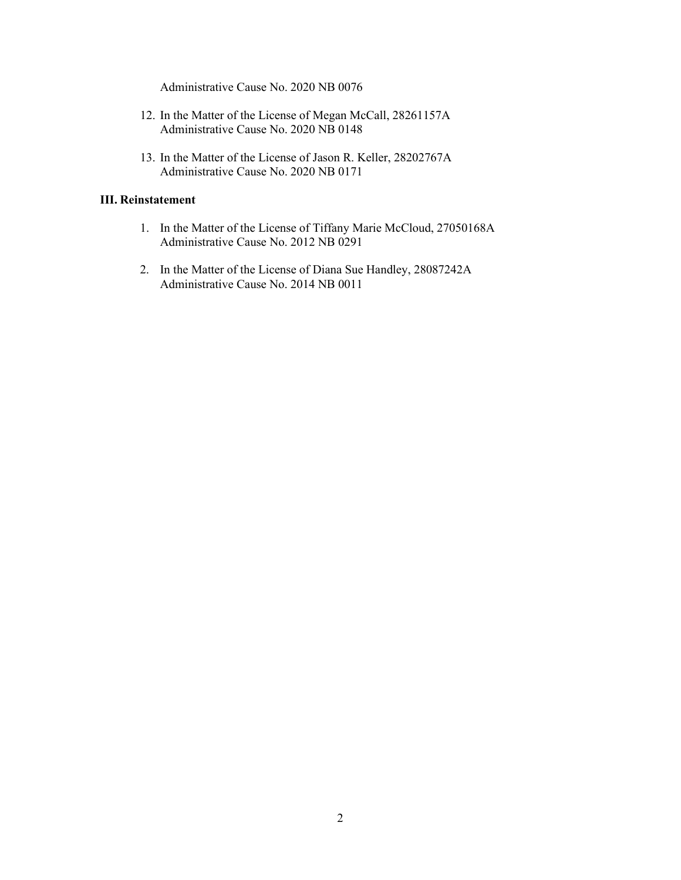Administrative Cause No. 2020 NB 0076

12. In the Matter of the License of Megan McCall, 28261157A
    Administrative Cause No. 2020 NB 0148

13. In the Matter of the License of Jason R. Keller, 28202767A
    Administrative Cause No. 2020 NB 0171

**III. Reinstatement**

1. In the Matter of the License of Tiffany Marie McCloud, 27050168A
   Administrative Cause No. 2012 NB 0291

2. In the Matter of the License of Diana Sue Handley, 28087242A
   Administrative Cause No. 2014 NB 0011